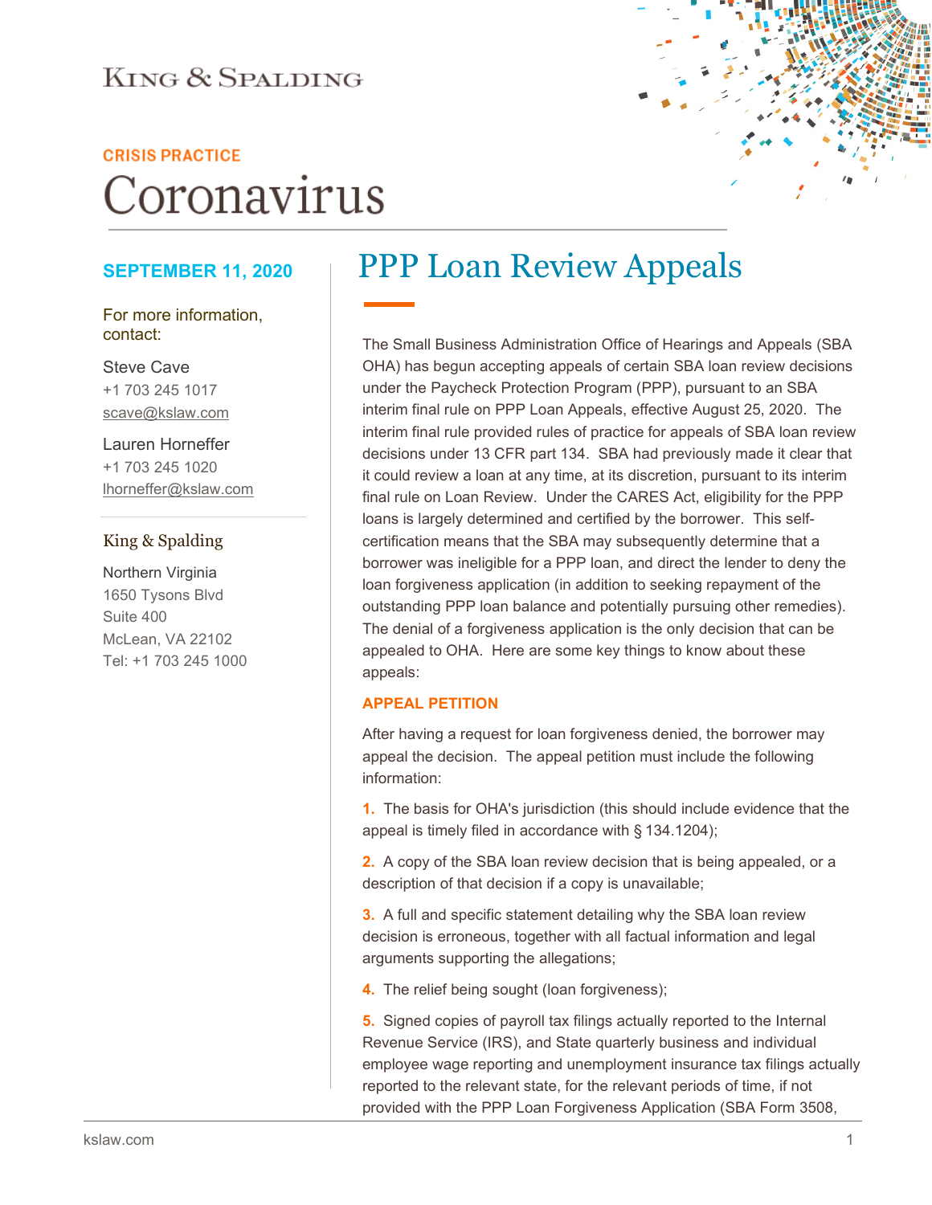KING & SPALDING

CRISIS PRACTICE

# Coronavirus

**SEPTEMBER 11, 2020**

For more information, contact:

Steve Cave
+1 703 245 1017
scave@kslaw.com

Lauren Horneffer
+1 703 245 1020
lhorneffer@kslaw.com

King & Spalding

Northern Virginia
1650 Tysons Blvd
Suite 400
McLean, VA 22102
Tel: +1 703 245 1000

## PPP Loan Review Appeals

The Small Business Administration Office of Hearings and Appeals (SBA OHA) has begun accepting appeals of certain SBA loan review decisions under the Paycheck Protection Program (PPP), pursuant to an SBA interim final rule on PPP Loan Appeals, effective August 25, 2020. The interim final rule provided rules of practice for appeals of SBA loan review decisions under 13 CFR part 134. SBA had previously made it clear that it could review a loan at any time, at its discretion, pursuant to its interim final rule on Loan Review. Under the CARES Act, eligibility for the PPP loans is largely determined and certified by the borrower. This self-certification means that the SBA may subsequently determine that a borrower was ineligible for a PPP loan, and direct the lender to deny the loan forgiveness application (in addition to seeking repayment of the outstanding PPP loan balance and potentially pursuing other remedies). The denial of a forgiveness application is the only decision that can be appealed to OHA. Here are some key things to know about these appeals:

### APPEAL PETITION

After having a request for loan forgiveness denied, the borrower may appeal the decision. The appeal petition must include the following information:

1. The basis for OHA's jurisdiction (this should include evidence that the appeal is timely filed in accordance with § 134.1204);

2. A copy of the SBA loan review decision that is being appealed, or a description of that decision if a copy is unavailable;

3. A full and specific statement detailing why the SBA loan review decision is erroneous, together with all factual information and legal arguments supporting the allegations;

4. The relief being sought (loan forgiveness);

5. Signed copies of payroll tax filings actually reported to the Internal Revenue Service (IRS), and State quarterly business and individual employee wage reporting and unemployment insurance tax filings actually reported to the relevant state, for the relevant periods of time, if not provided with the PPP Loan Forgiveness Application (SBA Form 3508,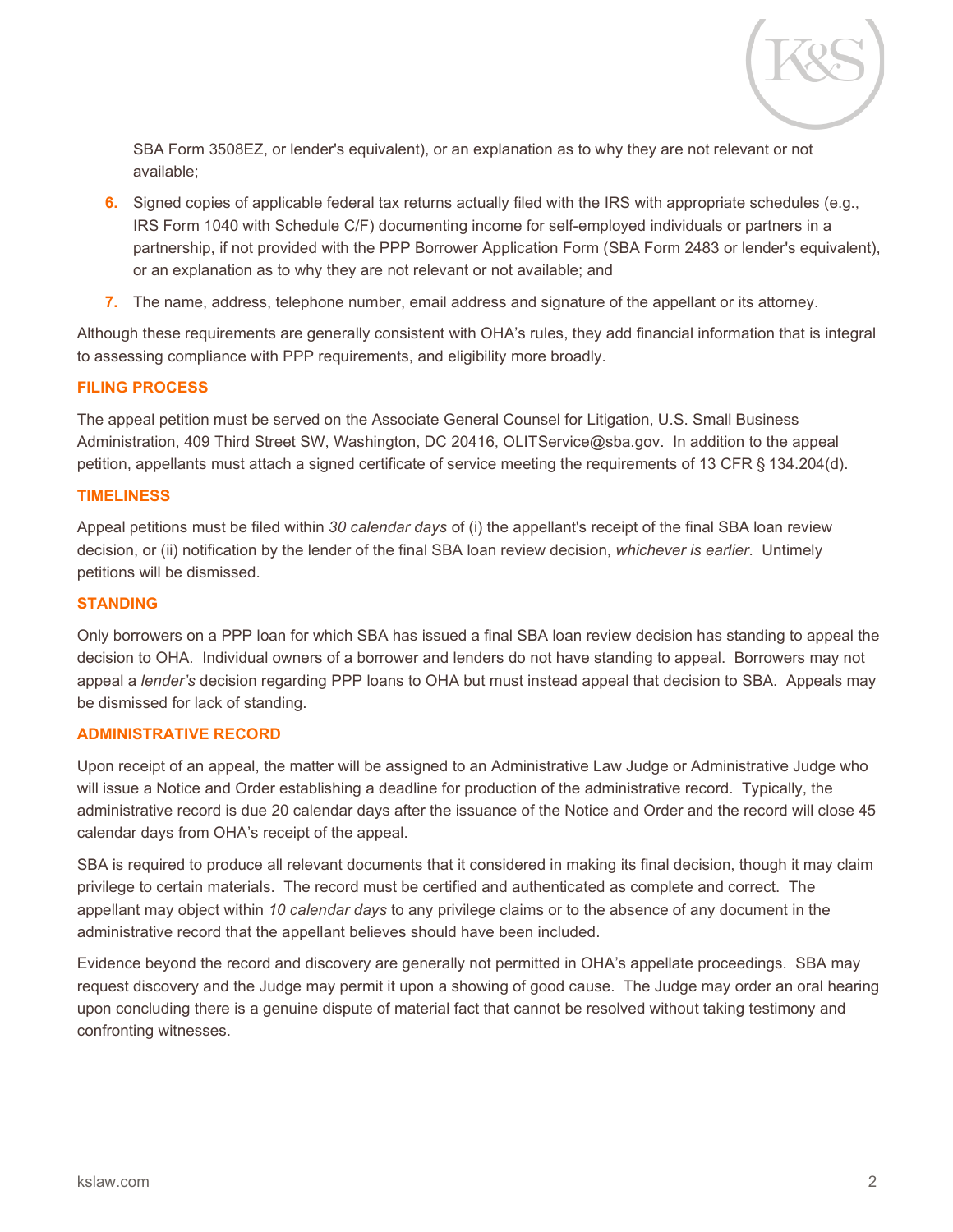SBA Form 3508EZ, or lender's equivalent), or an explanation as to why they are not relevant or not available;

6. Signed copies of applicable federal tax returns actually filed with the IRS with appropriate schedules (e.g., IRS Form 1040 with Schedule C/F) documenting income for self-employed individuals or partners in a partnership, if not provided with the PPP Borrower Application Form (SBA Form 2483 or lender's equivalent), or an explanation as to why they are not relevant or not available; and
7. The name, address, telephone number, email address and signature of the appellant or its attorney.

Although these requirements are generally consistent with OHA's rules, they add financial information that is integral to assessing compliance with PPP requirements, and eligibility more broadly.

## FILING PROCESS

The appeal petition must be served on the Associate General Counsel for Litigation, U.S. Small Business Administration, 409 Third Street SW, Washington, DC 20416, OLITService@sba.gov. In addition to the appeal petition, appellants must attach a signed certificate of service meeting the requirements of 13 CFR § 134.204(d).

## TIMELINESS

Appeal petitions must be filed within *30 calendar days* of (i) the appellant's receipt of the final SBA loan review decision, or (ii) notification by the lender of the final SBA loan review decision, *whichever is earlier*. Untimely petitions will be dismissed.

## STANDING

Only borrowers on a PPP loan for which SBA has issued a final SBA loan review decision has standing to appeal the decision to OHA. Individual owners of a borrower and lenders do not have standing to appeal. Borrowers may not appeal a *lender's* decision regarding PPP loans to OHA but must instead appeal that decision to SBA. Appeals may be dismissed for lack of standing.

## ADMINISTRATIVE RECORD

Upon receipt of an appeal, the matter will be assigned to an Administrative Law Judge or Administrative Judge who will issue a Notice and Order establishing a deadline for production of the administrative record. Typically, the administrative record is due 20 calendar days after the issuance of the Notice and Order and the record will close 45 calendar days from OHA's receipt of the appeal.

SBA is required to produce all relevant documents that it considered in making its final decision, though it may claim privilege to certain materials. The record must be certified and authenticated as complete and correct. The appellant may object within *10 calendar days* to any privilege claims or to the absence of any document in the administrative record that the appellant believes should have been included.

Evidence beyond the record and discovery are generally not permitted in OHA's appellate proceedings. SBA may request discovery and the Judge may permit it upon a showing of good cause. The Judge may order an oral hearing upon concluding there is a genuine dispute of material fact that cannot be resolved without taking testimony and confronting witnesses.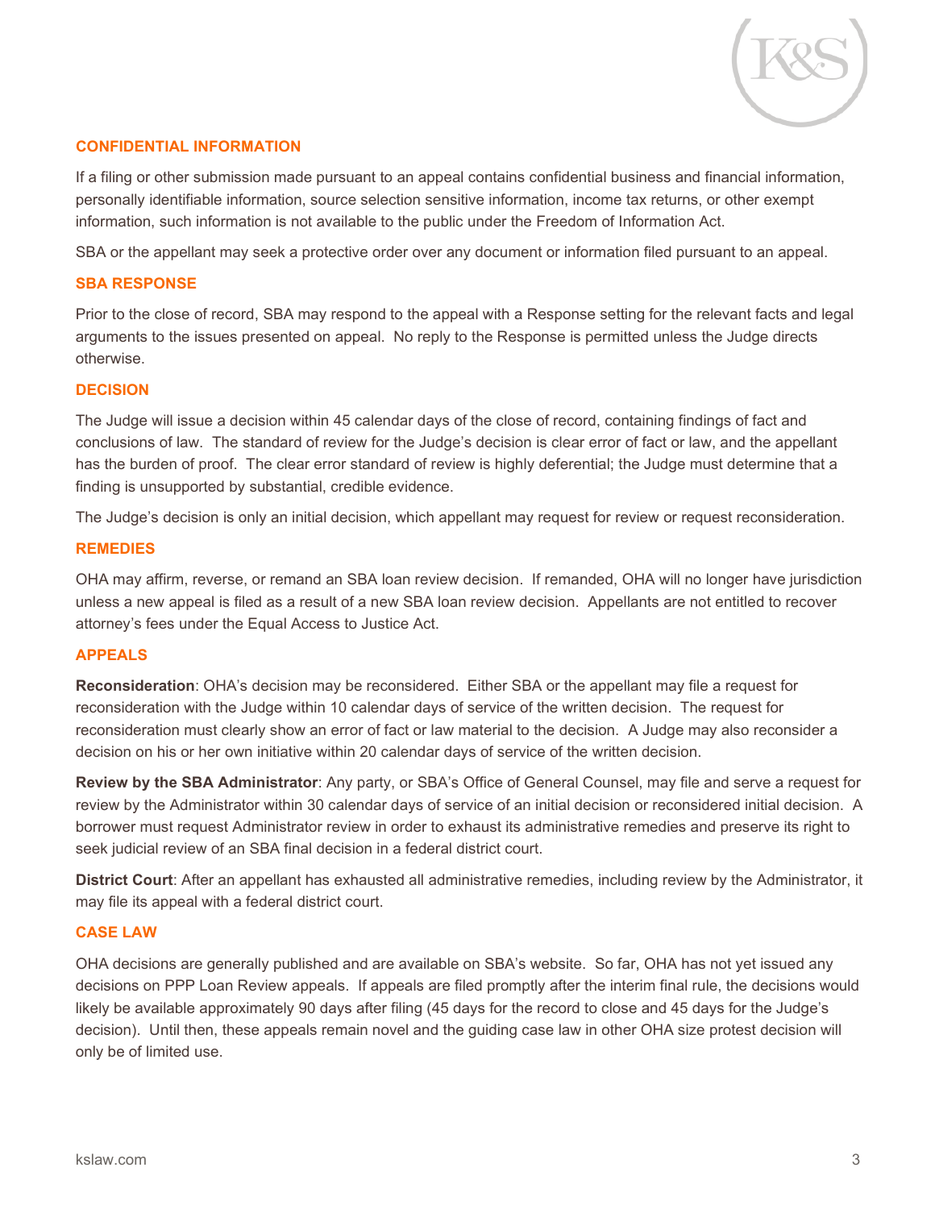## CONFIDENTIAL INFORMATION

If a filing or other submission made pursuant to an appeal contains confidential business and financial information, personally identifiable information, source selection sensitive information, income tax returns, or other exempt information, such information is not available to the public under the Freedom of Information Act.

SBA or the appellant may seek a protective order over any document or information filed pursuant to an appeal.

## SBA RESPONSE

Prior to the close of record, SBA may respond to the appeal with a Response setting for the relevant facts and legal arguments to the issues presented on appeal. No reply to the Response is permitted unless the Judge directs otherwise.

## DECISION

The Judge will issue a decision within 45 calendar days of the close of record, containing findings of fact and conclusions of law. The standard of review for the Judge's decision is clear error of fact or law, and the appellant has the burden of proof. The clear error standard of review is highly deferential; the Judge must determine that a finding is unsupported by substantial, credible evidence.

The Judge's decision is only an initial decision, which appellant may request for review or request reconsideration.

## REMEDIES

OHA may affirm, reverse, or remand an SBA loan review decision. If remanded, OHA will no longer have jurisdiction unless a new appeal is filed as a result of a new SBA loan review decision. Appellants are not entitled to recover attorney's fees under the Equal Access to Justice Act.

## APPEALS

**Reconsideration**: OHA's decision may be reconsidered. Either SBA or the appellant may file a request for reconsideration with the Judge within 10 calendar days of service of the written decision. The request for reconsideration must clearly show an error of fact or law material to the decision. A Judge may also reconsider a decision on his or her own initiative within 20 calendar days of service of the written decision.

**Review by the SBA Administrator**: Any party, or SBA's Office of General Counsel, may file and serve a request for review by the Administrator within 30 calendar days of service of an initial decision or reconsidered initial decision. A borrower must request Administrator review in order to exhaust its administrative remedies and preserve its right to seek judicial review of an SBA final decision in a federal district court.

**District Court**: After an appellant has exhausted all administrative remedies, including review by the Administrator, it may file its appeal with a federal district court.

## CASE LAW

OHA decisions are generally published and are available on SBA's website. So far, OHA has not yet issued any decisions on PPP Loan Review appeals. If appeals are filed promptly after the interim final rule, the decisions would likely be available approximately 90 days after filing (45 days for the record to close and 45 days for the Judge's decision). Until then, these appeals remain novel and the guiding case law in other OHA size protest decision will only be of limited use.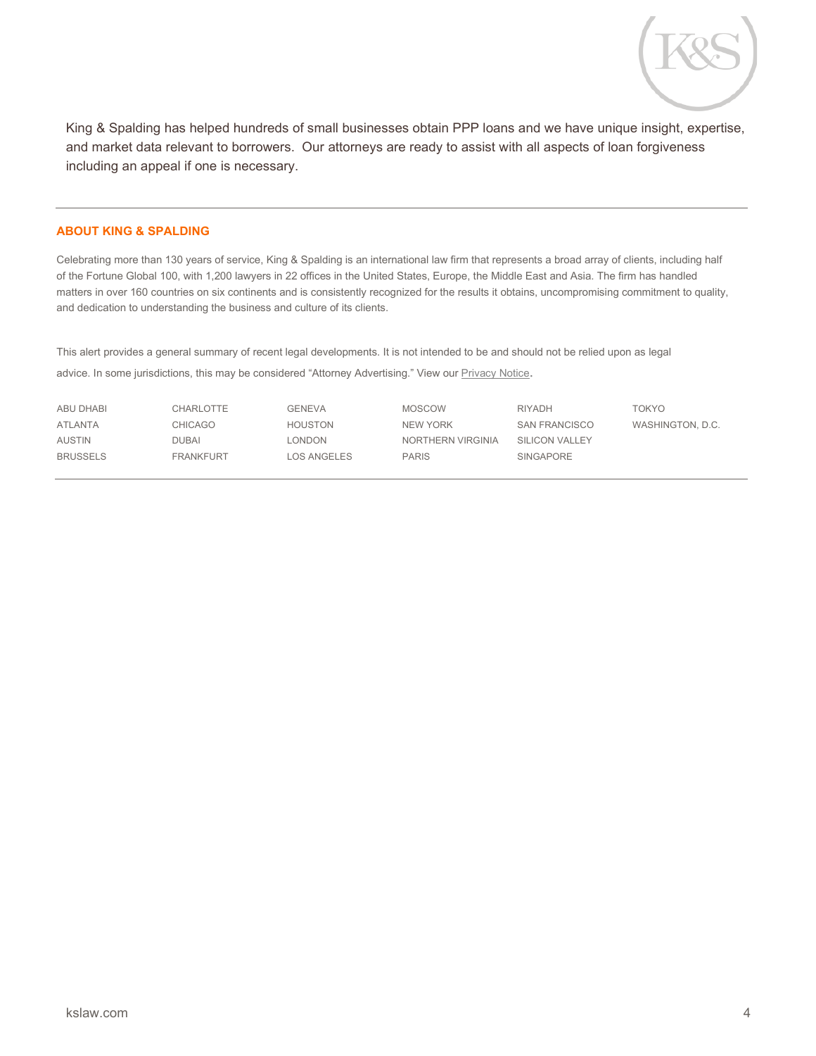King & Spalding has helped hundreds of small businesses obtain PPP loans and we have unique insight, expertise, and market data relevant to borrowers. Our attorneys are ready to assist with all aspects of loan forgiveness including an appeal if one is necessary.

---

## ABOUT KING & SPALDING

Celebrating more than 130 years of service, King & Spalding is an international law firm that represents a broad array of clients, including half of the Fortune Global 100, with 1,200 lawyers in 22 offices in the United States, Europe, the Middle East and Asia. The firm has handled matters in over 160 countries on six continents and is consistently recognized for the results it obtains, uncompromising commitment to quality, and dedication to understanding the business and culture of its clients.

This alert provides a general summary of recent legal developments. It is not intended to be and should not be relied upon as legal advice. In some jurisdictions, this may be considered "Attorney Advertising." View our Privacy Notice.

| | | | | | |
|---|---|---|---|---|---|
| ABU DHABI | CHARLOTTE | GENEVA | MOSCOW | RIYADH | TOKYO |
| ATLANTA | CHICAGO | HOUSTON | NEW YORK | SAN FRANCISCO | WASHINGTON, D.C. |
| AUSTIN | DUBAI | LONDON | NORTHERN VIRGINIA | SILICON VALLEY | |
| BRUSSELS | FRANKFURT | LOS ANGELES | PARIS | SINGAPORE | |